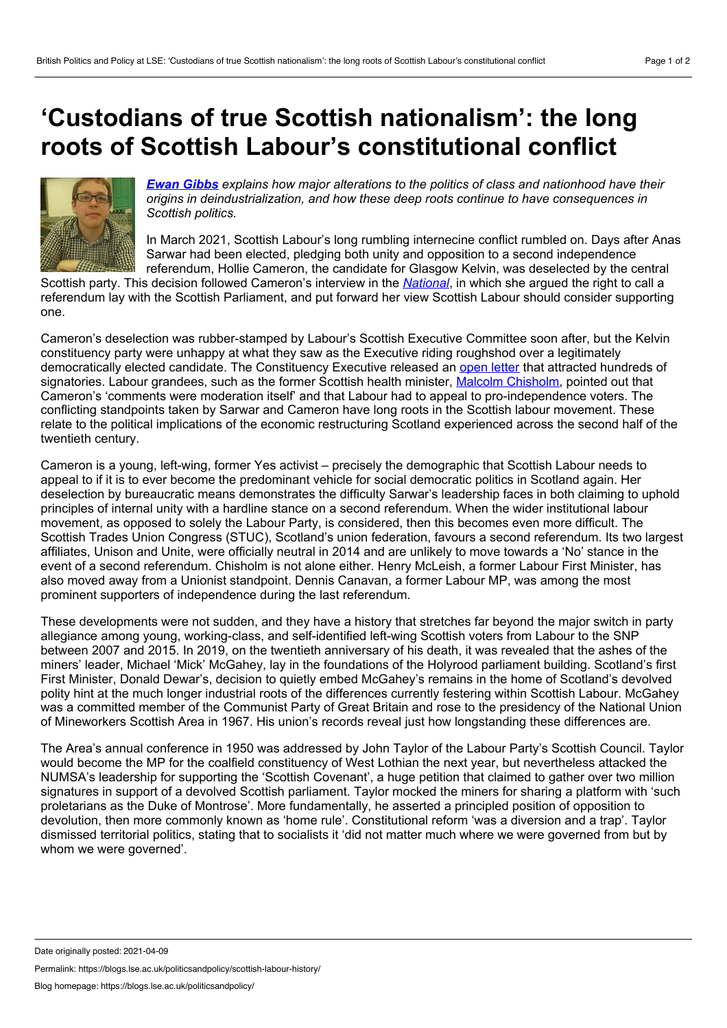# 'Custodians of true Scottish nationalism': the long roots of Scottish Labour's constitutional conflict

***Ewan Gibbs** explains how major alterations to the politics of class and nationhood have their origins in deindustrialization, and how these deep roots continue to have consequences in Scottish politics.*

In March 2021, Scottish Labour's long rumbling internecine conflict rumbled on. Days after Anas Sarwar had been elected, pledging both unity and opposition to a second independence referendum, Hollie Cameron, the candidate for Glasgow Kelvin, was deselected by the central Scottish party. This decision followed Cameron's interview in the *National*, in which she argued the right to call a referendum lay with the Scottish Parliament, and put forward her view Scottish Labour should consider supporting one.

Cameron's deselection was rubber-stamped by Labour's Scottish Executive Committee soon after, but the Kelvin constituency party were unhappy at what they saw as the Executive riding roughshod over a legitimately democratically elected candidate. The Constituency Executive released an open letter that attracted hundreds of signatories. Labour grandees, such as the former Scottish health minister, Malcolm Chisholm, pointed out that Cameron's 'comments were moderation itself' and that Labour had to appeal to pro-independence voters. The conflicting standpoints taken by Sarwar and Cameron have long roots in the Scottish labour movement. These relate to the political implications of the economic restructuring Scotland experienced across the second half of the twentieth century.

Cameron is a young, left-wing, former Yes activist – precisely the demographic that Scottish Labour needs to appeal to if it is to ever become the predominant vehicle for social democratic politics in Scotland again. Her deselection by bureaucratic means demonstrates the difficulty Sarwar's leadership faces in both claiming to uphold principles of internal unity with a hardline stance on a second referendum. When the wider institutional labour movement, as opposed to solely the Labour Party, is considered, then this becomes even more difficult. The Scottish Trades Union Congress (STUC), Scotland's union federation, favours a second referendum. Its two largest affiliates, Unison and Unite, were officially neutral in 2014 and are unlikely to move towards a 'No' stance in the event of a second referendum. Chisholm is not alone either. Henry McLeish, a former Labour First Minister, has also moved away from a Unionist standpoint. Dennis Canavan, a former Labour MP, was among the most prominent supporters of independence during the last referendum.

These developments were not sudden, and they have a history that stretches far beyond the major switch in party allegiance among young, working-class, and self-identified left-wing Scottish voters from Labour to the SNP between 2007 and 2015. In 2019, on the twentieth anniversary of his death, it was revealed that the ashes of the miners' leader, Michael 'Mick' McGahey, lay in the foundations of the Holyrood parliament building. Scotland's first First Minister, Donald Dewar's, decision to quietly embed McGahey's remains in the home of Scotland's devolved polity hint at the much longer industrial roots of the differences currently festering within Scottish Labour. McGahey was a committed member of the Communist Party of Great Britain and rose to the presidency of the National Union of Mineworkers Scottish Area in 1967. His union's records reveal just how longstanding these differences are.

The Area's annual conference in 1950 was addressed by John Taylor of the Labour Party's Scottish Council. Taylor would become the MP for the coalfield constituency of West Lothian the next year, but nevertheless attacked the NUMSA's leadership for supporting the 'Scottish Covenant', a huge petition that claimed to gather over two million signatures in support of a devolved Scottish parliament. Taylor mocked the miners for sharing a platform with 'such proletarians as the Duke of Montrose'. More fundamentally, he asserted a principled position of opposition to devolution, then more commonly known as 'home rule'. Constitutional reform 'was a diversion and a trap'. Taylor dismissed territorial politics, stating that to socialists it 'did not matter much where we were governed from but by whom we were governed'.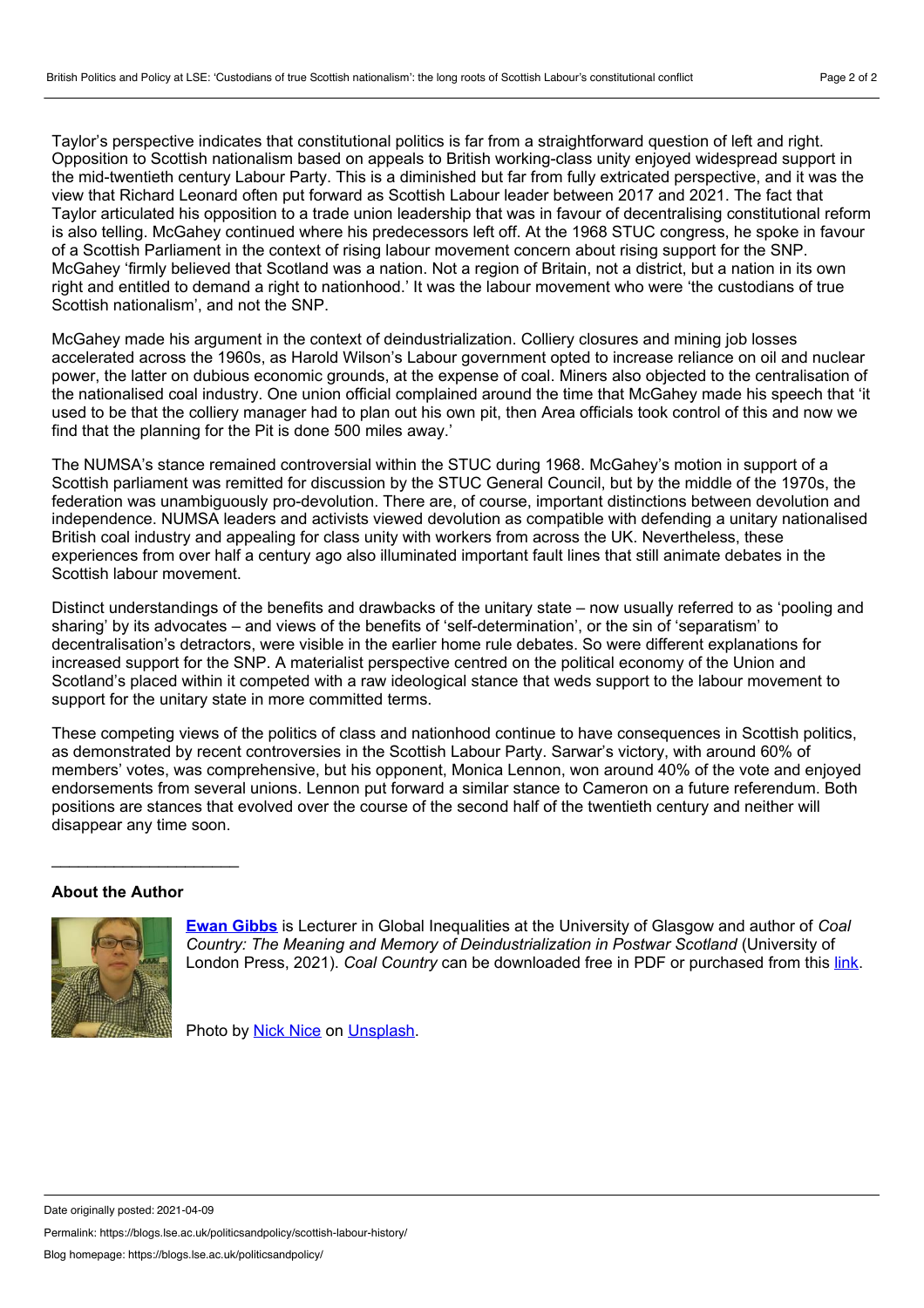Taylor's perspective indicates that constitutional politics is far from a straightforward question of left and right. Opposition to Scottish nationalism based on appeals to British working-class unity enjoyed widespread support in the mid-twentieth century Labour Party. This is a diminished but far from fully extricated perspective, and it was the view that Richard Leonard often put forward as Scottish Labour leader between 2017 and 2021. The fact that Taylor articulated his opposition to a trade union leadership that was in favour of decentralising constitutional reform is also telling. McGahey continued where his predecessors left off. At the 1968 STUC congress, he spoke in favour of a Scottish Parliament in the context of rising labour movement concern about rising support for the SNP. McGahey 'firmly believed that Scotland was a nation. Not a region of Britain, not a district, but a nation in its own right and entitled to demand a right to nationhood.' It was the labour movement who were 'the custodians of true Scottish nationalism', and not the SNP.

McGahey made his argument in the context of deindustrialization. Colliery closures and mining job losses accelerated across the 1960s, as Harold Wilson's Labour government opted to increase reliance on oil and nuclear power, the latter on dubious economic grounds, at the expense of coal. Miners also objected to the centralisation of the nationalised coal industry. One union official complained around the time that McGahey made his speech that 'it used to be that the colliery manager had to plan out his own pit, then Area officials took control of this and now we find that the planning for the Pit is done 500 miles away.'

The NUMSA's stance remained controversial within the STUC during 1968. McGahey's motion in support of a Scottish parliament was remitted for discussion by the STUC General Council, but by the middle of the 1970s, the federation was unambiguously pro-devolution. There are, of course, important distinctions between devolution and independence. NUMSA leaders and activists viewed devolution as compatible with defending a unitary nationalised British coal industry and appealing for class unity with workers from across the UK. Nevertheless, these experiences from over half a century ago also illuminated important fault lines that still animate debates in the Scottish labour movement.

Distinct understandings of the benefits and drawbacks of the unitary state – now usually referred to as 'pooling and sharing' by its advocates – and views of the benefits of 'self-determination', or the sin of 'separatism' to decentralisation's detractors, were visible in the earlier home rule debates. So were different explanations for increased support for the SNP. A materialist perspective centred on the political economy of the Union and Scotland's placed within it competed with a raw ideological stance that weds support to the labour movement to support for the unitary state in more committed terms.

These competing views of the politics of class and nationhood continue to have consequences in Scottish politics, as demonstrated by recent controversies in the Scottish Labour Party. Sarwar's victory, with around 60% of members' votes, was comprehensive, but his opponent, Monica Lennon, won around 40% of the vote and enjoyed endorsements from several unions. Lennon put forward a similar stance to Cameron on a future referendum. Both positions are stances that evolved over the course of the second half of the twentieth century and neither will disappear any time soon.

---

**About the Author**

**Ewan Gibbs** is Lecturer in Global Inequalities at the University of Glasgow and author of *Coal Country: The Meaning and Memory of Deindustrialization in Postwar Scotland* (University of London Press, 2021). *Coal Country* can be downloaded free in PDF or purchased from this link.

Photo by Nick Nice on Unsplash.

Date originally posted: 2021-04-09

Permalink: https://blogs.lse.ac.uk/politicsandpolicy/scottish-labour-history/

Blog homepage: https://blogs.lse.ac.uk/politicsandpolicy/